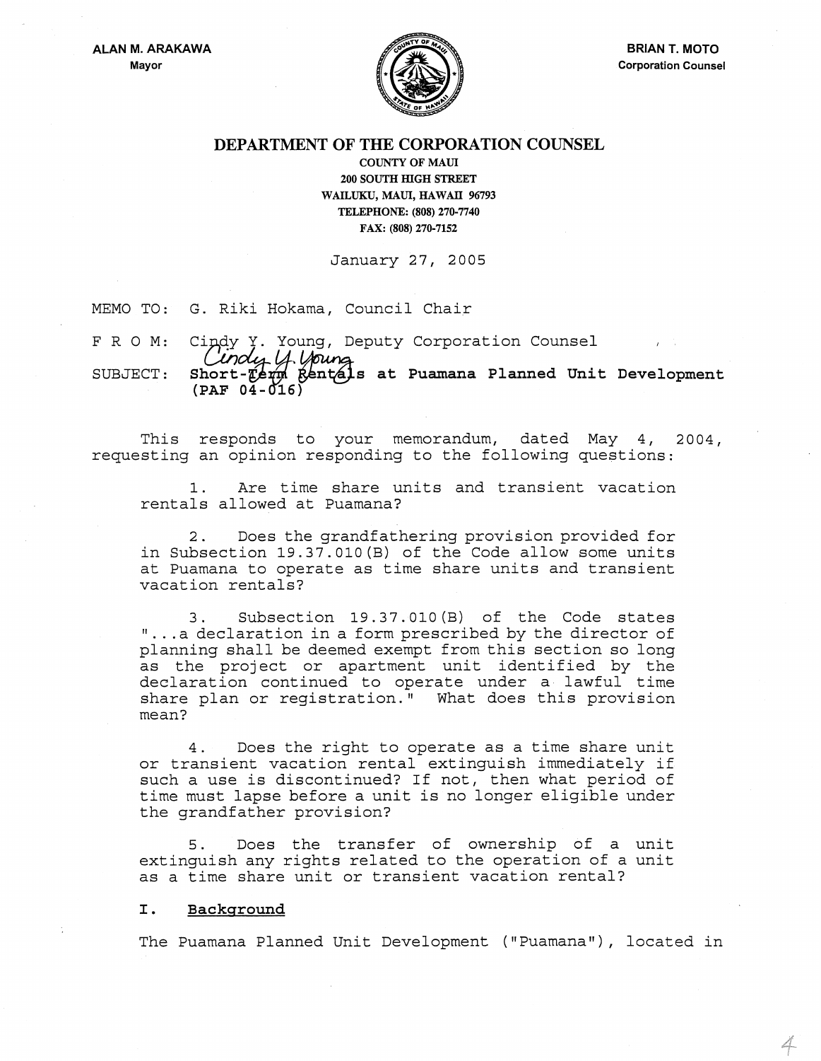ALAN M. ARAKAWA
Mayor

BRIAN T. MOTO
Corporation Counsel

# DEPARTMENT OF THE CORPORATION COUNSEL

COUNTY OF MAUI
200 SOUTH HIGH STREET
WAILUKU, MAUI, HAWAII 96793
TELEPHONE: (808) 270-7740
FAX: (808) 270-7152

January 27, 2005

MEMO TO: G. Riki Hokama, Council Chair

F R O M: Cindy Y. Young, Deputy Corporation Counsel

SUBJECT: **Short-Term Rentals at Puamana Planned Unit Development (PAF 04-016)**

This responds to your memorandum, dated May 4, 2004, requesting an opinion responding to the following questions:

1. Are time share units and transient vacation rentals allowed at Puamana?

2. Does the grandfathering provision provided for in Subsection 19.37.010(B) of the Code allow some units at Puamana to operate as time share units and transient vacation rentals?

3. Subsection 19.37.010(B) of the Code states "...a declaration in a form prescribed by the director of planning shall be deemed exempt from this section so long as the project or apartment unit identified by the declaration continued to operate under a lawful time share plan or registration." What does this provision mean?

4. Does the right to operate as a time share unit or transient vacation rental extinguish immediately if such a use is discontinued? If not, then what period of time must lapse before a unit is no longer eligible under the grandfather provision?

5. Does the transfer of ownership of a unit extinguish any rights related to the operation of a unit as a time share unit or transient vacation rental?

## I. Background

The Puamana Planned Unit Development ("Puamana"), located in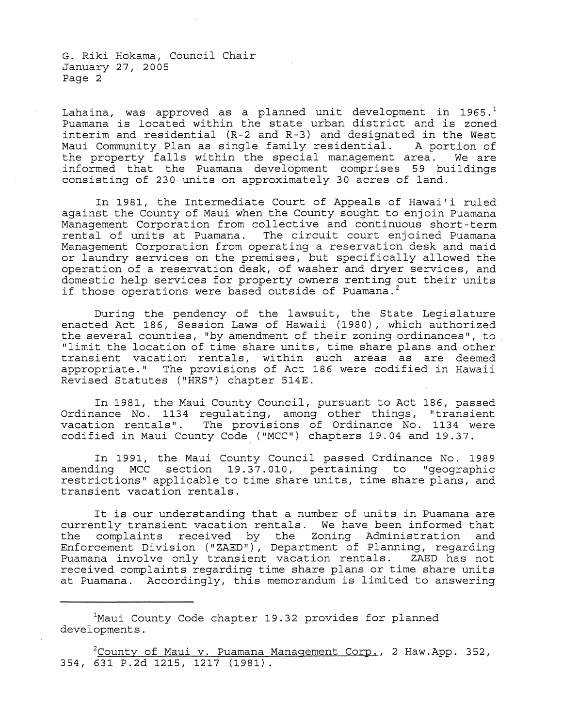Lahaina, was approved as a planned unit development in 1965.[1] Puamana is located within the state urban district and is zoned interim and residential (R-2 and R-3) and designated in the West Maui Community Plan as single family residential. A portion of the property falls within the special management area. We are informed that the Puamana development comprises 59 buildings consisting of 230 units on approximately 30 acres of land.

In 1981, the Intermediate Court of Appeals of Hawai'i ruled against the County of Maui when the County sought to enjoin Puamana Management Corporation from collective and continuous short-term rental of units at Puamana. The circuit court enjoined Puamana Management Corporation from operating a reservation desk and maid or laundry services on the premises, but specifically allowed the operation of a reservation desk, of washer and dryer services, and domestic help services for property owners renting out their units if those operations were based outside of Puamana.[2]

During the pendency of the lawsuit, the State Legislature enacted Act 186, Session Laws of Hawaii (1980), which authorized the several counties, "by amendment of their zoning ordinances", to "limit the location of time share units, time share plans and other transient vacation rentals, within such areas as are deemed appropriate." The provisions of Act 186 were codified in Hawaii Revised Statutes ("HRS") chapter 514E.

In 1981, the Maui County Council, pursuant to Act 186, passed Ordinance No. 1134 regulating, among other things, "transient vacation rentals". The provisions of Ordinance No. 1134 were codified in Maui County Code ("MCC") chapters 19.04 and 19.37.

In 1991, the Maui County Council passed Ordinance No. 1989 amending MCC section 19.37.010, pertaining to "geographic restrictions" applicable to time share units, time share plans, and transient vacation rentals.

It is our understanding that a number of units in Puamana are currently transient vacation rentals. We have been informed that the complaints received by the Zoning Administration and Enforcement Division ("ZAED"), Department of Planning, regarding Puamana involve only transient vacation rentals. ZAED has not received complaints regarding time share plans or time share units at Puamana. Accordingly, this memorandum is limited to answering

---

[1] Maui County Code chapter 19.32 provides for planned developments.

[2] County of Maui v. Puamana Management Corp., 2 Haw.App. 352, 354, 631 P.2d 1215, 1217 (1981).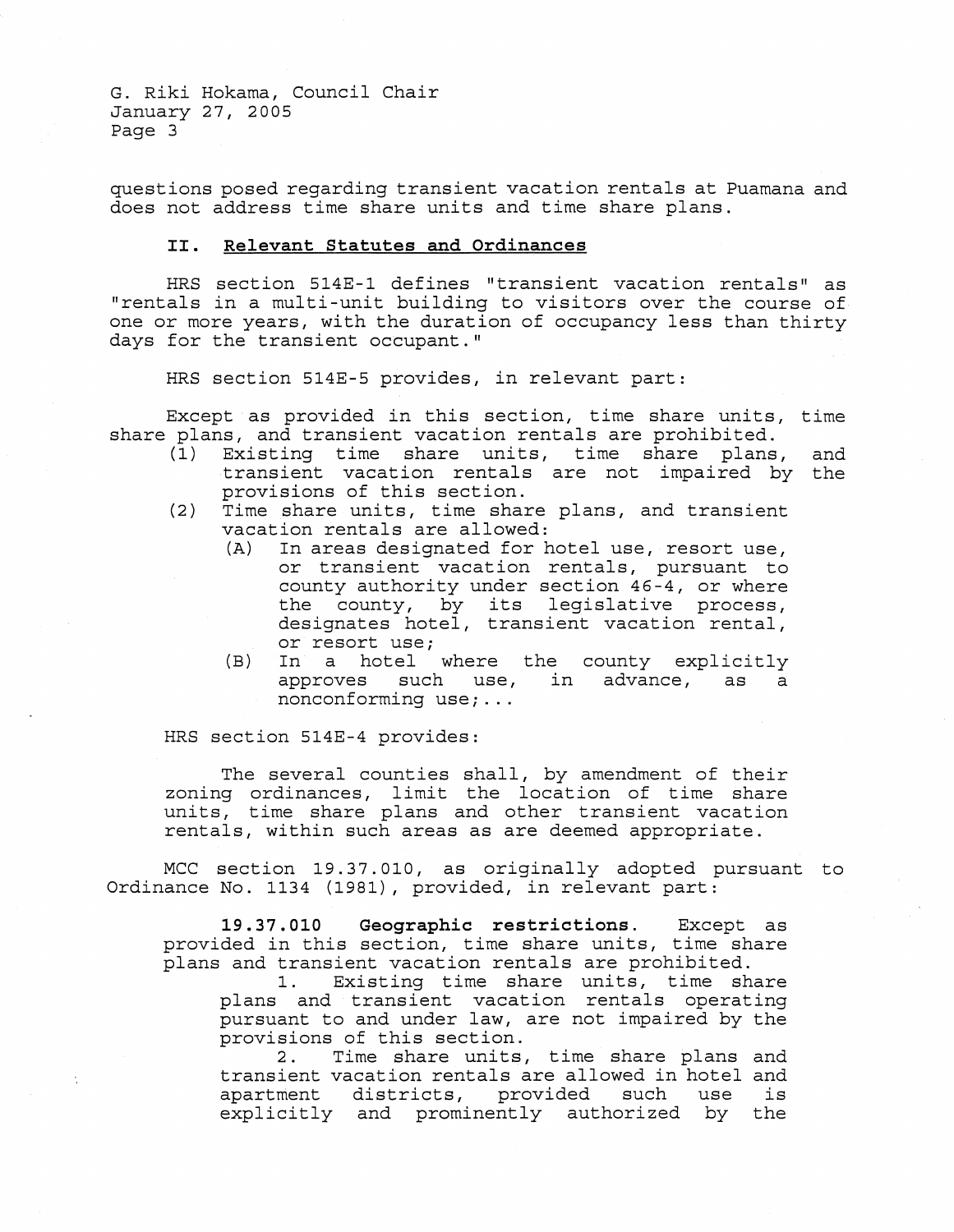questions posed regarding transient vacation rentals at Puamana and does not address time share units and time share plans.

## II. Relevant Statutes and Ordinances

HRS section 514E-1 defines "transient vacation rentals" as "rentals in a multi-unit building to visitors over the course of one or more years, with the duration of occupancy less than thirty days for the transient occupant."

HRS section 514E-5 provides, in relevant part:

> Except as provided in this section, time share units, time share plans, and transient vacation rentals are prohibited.
>
> (1) Existing time share units, time share plans, and transient vacation rentals are not impaired by the provisions of this section.
>
> (2) Time share units, time share plans, and transient vacation rentals are allowed:
>
> (A) In areas designated for hotel use, resort use, or transient vacation rentals, pursuant to county authority under section 46-4, or where the county, by its legislative process, designates hotel, transient vacation rental, or resort use;
>
> (B) In a hotel where the county explicitly approves such use, in advance, as a nonconforming use;...

HRS section 514E-4 provides:

> The several counties shall, by amendment of their zoning ordinances, limit the location of time share units, time share plans and other transient vacation rentals, within such areas as are deemed appropriate.

MCC section 19.37.010, as originally adopted pursuant to Ordinance No. 1134 (1981), provided, in relevant part:

> **19.37.010 Geographic restrictions.** Except as provided in this section, time share units, time share plans and transient vacation rentals are prohibited.
>
> 1. Existing time share units, time share plans and transient vacation rentals operating pursuant to and under law, are not impaired by the provisions of this section.
>
> 2. Time share units, time share plans and transient vacation rentals are allowed in hotel and apartment districts, provided such use is explicitly and prominently authorized by the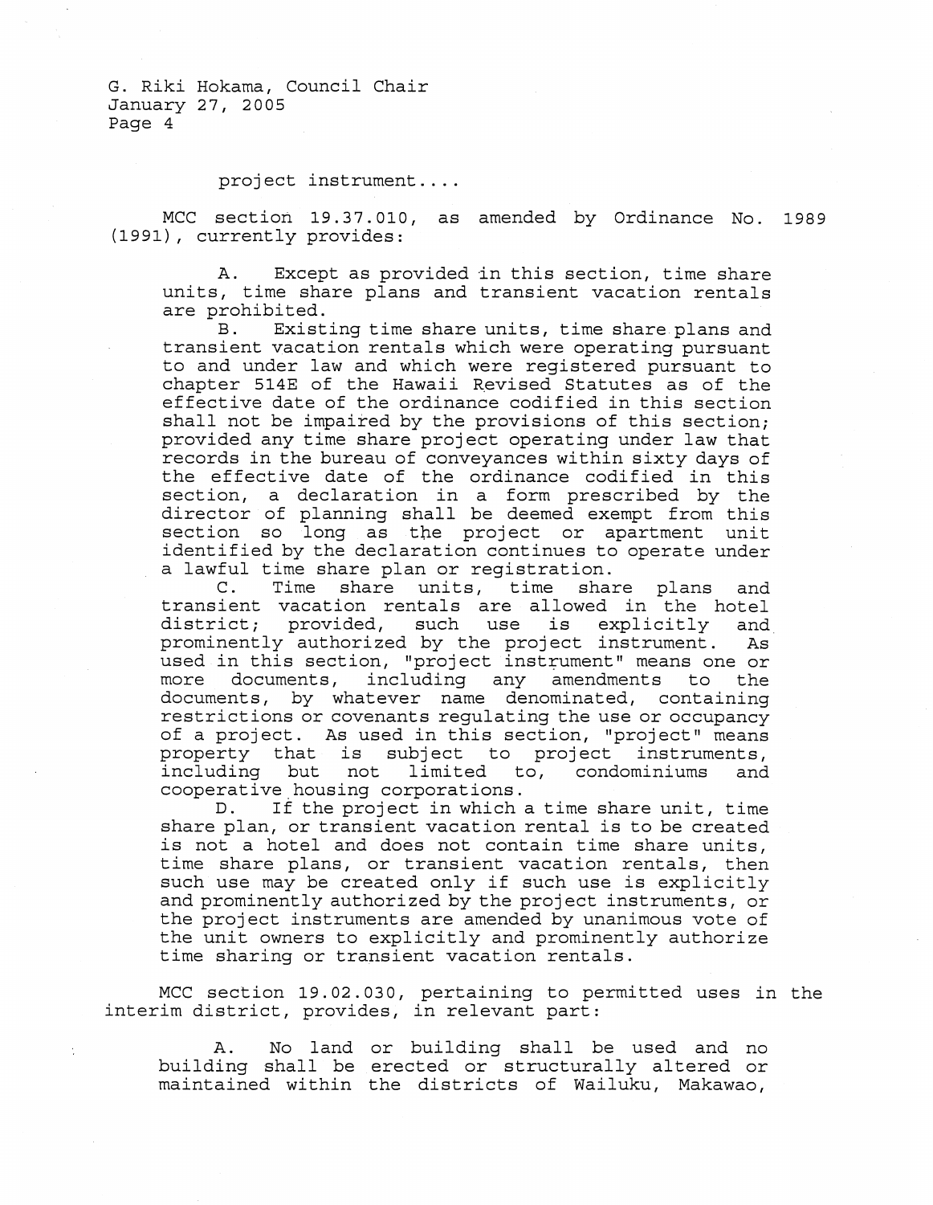project instrument....

MCC section 19.37.010, as amended by Ordinance No. 1989 (1991), currently provides:

> A. Except as provided in this section, time share units, time share plans and transient vacation rentals are prohibited.
>
> B. Existing time share units, time share plans and transient vacation rentals which were operating pursuant to and under law and which were registered pursuant to chapter 514E of the Hawaii Revised Statutes as of the effective date of the ordinance codified in this section shall not be impaired by the provisions of this section; provided any time share project operating under law that records in the bureau of conveyances within sixty days of the effective date of the ordinance codified in this section, a declaration in a form prescribed by the director of planning shall be deemed exempt from this section so long as the project or apartment unit identified by the declaration continues to operate under a lawful time share plan or registration.
>
> C. Time share units, time share plans and transient vacation rentals are allowed in the hotel district; provided, such use is explicitly and prominently authorized by the project instrument. As used in this section, "project instrument" means one or more documents, including any amendments to the documents, by whatever name denominated, containing restrictions or covenants regulating the use or occupancy of a project. As used in this section, "project" means property that is subject to project instruments, including but not limited to, condominiums and cooperative housing corporations.
>
> D. If the project in which a time share unit, time share plan, or transient vacation rental is to be created is not a hotel and does not contain time share units, time share plans, or transient vacation rentals, then such use may be created only if such use is explicitly and prominently authorized by the project instruments, or the project instruments are amended by unanimous vote of the unit owners to explicitly and prominently authorize time sharing or transient vacation rentals.

MCC section 19.02.030, pertaining to permitted uses in the interim district, provides, in relevant part:

> A. No land or building shall be used and no building shall be erected or structurally altered or maintained within the districts of Wailuku, Makawao,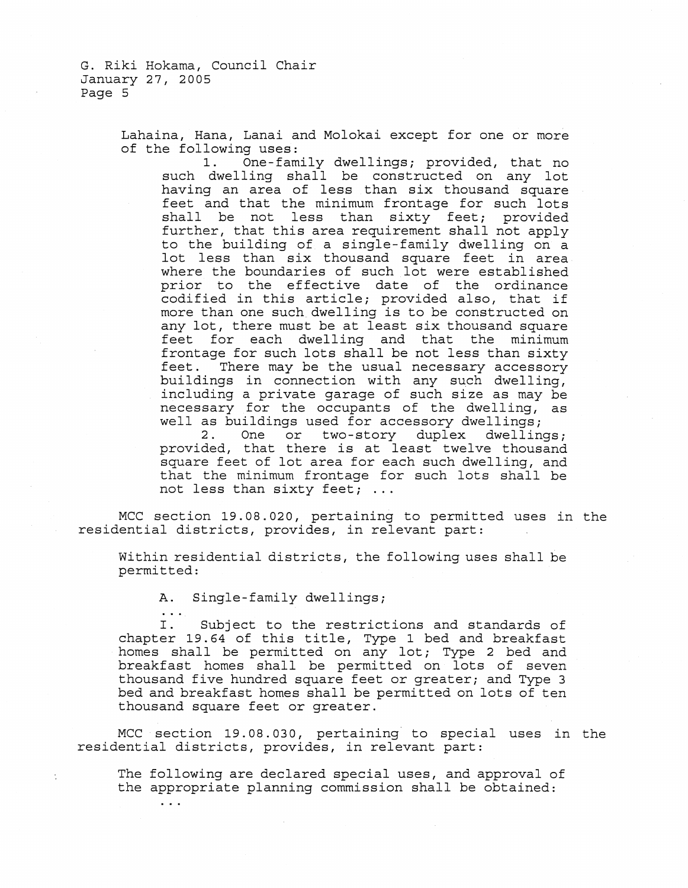> Lahaina, Hana, Lanai and Molokai except for one or more of the following uses:
>
> 1. One-family dwellings; provided, that no such dwelling shall be constructed on any lot having an area of less than six thousand square feet and that the minimum frontage for such lots shall be not less than sixty feet; provided further, that this area requirement shall not apply to the building of a single-family dwelling on a lot less than six thousand square feet in area where the boundaries of such lot were established prior to the effective date of the ordinance codified in this article; provided also, that if more than one such dwelling is to be constructed on any lot, there must be at least six thousand square feet for each dwelling and that the minimum frontage for such lots shall be not less than sixty feet. There may be the usual necessary accessory buildings in connection with any such dwelling, including a private garage of such size as may be necessary for the occupants of the dwelling, as well as buildings used for accessory dwellings;
>
> 2. One or two-story duplex dwellings; provided, that there is at least twelve thousand square feet of lot area for each such dwelling, and that the minimum frontage for such lots shall be not less than sixty feet; ...

MCC section 19.08.020, pertaining to permitted uses in the residential districts, provides, in relevant part:

> Within residential districts, the following uses shall be permitted:
>
> A. Single-family dwellings;
>
> ...
>
> I. Subject to the restrictions and standards of chapter 19.64 of this title, Type 1 bed and breakfast homes shall be permitted on any lot; Type 2 bed and breakfast homes shall be permitted on lots of seven thousand five hundred square feet or greater; and Type 3 bed and breakfast homes shall be permitted on lots of ten thousand square feet or greater.

MCC section 19.08.030, pertaining to special uses in the residential districts, provides, in relevant part:

> The following are declared special uses, and approval of the appropriate planning commission shall be obtained:
>
> ...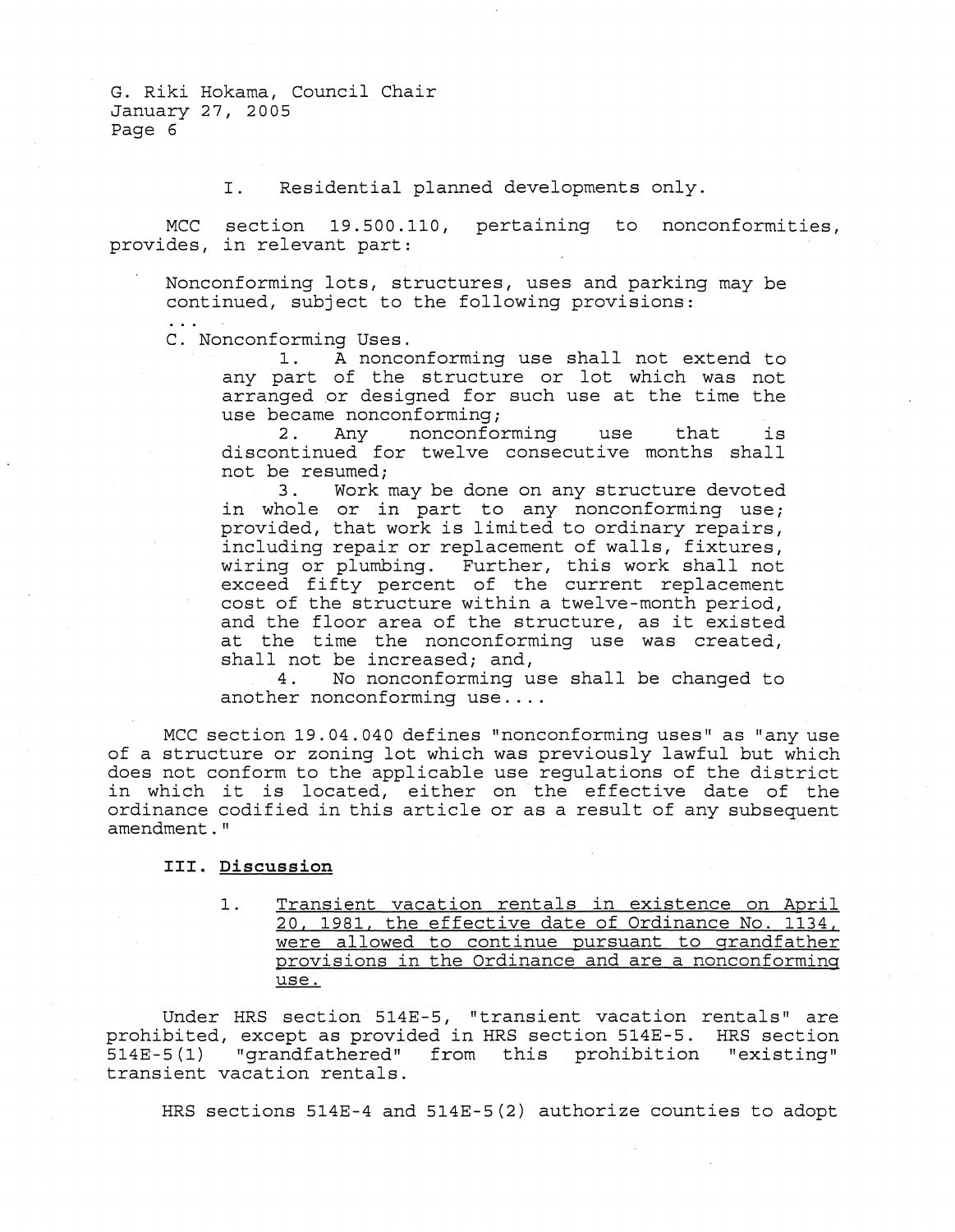I. Residential planned developments only.

MCC section 19.500.110, pertaining to nonconformities, provides, in relevant part:

> Nonconforming lots, structures, uses and parking may be continued, subject to the following provisions:
>
> ...
>
> C. Nonconforming Uses.
>
> 1. A nonconforming use shall not extend to any part of the structure or lot which was not arranged or designed for such use at the time the use became nonconforming;
> 2. Any nonconforming use that is discontinued for twelve consecutive months shall not be resumed;
> 3. Work may be done on any structure devoted in whole or in part to any nonconforming use; provided, that work is limited to ordinary repairs, including repair or replacement of walls, fixtures, wiring or plumbing. Further, this work shall not exceed fifty percent of the current replacement cost of the structure within a twelve-month period, and the floor area of the structure, as it existed at the time the nonconforming use was created, shall not be increased; and,
> 4. No nonconforming use shall be changed to another nonconforming use....

MCC section 19.04.040 defines "nonconforming uses" as "any use of a structure or zoning lot which was previously lawful but which does not conform to the applicable use regulations of the district in which it is located, either on the effective date of the ordinance codified in this article or as a result of any subsequent amendment."

## III. Discussion

1. Transient vacation rentals in existence on April 20, 1981, the effective date of Ordinance No. 1134, were allowed to continue pursuant to grandfather provisions in the Ordinance and are a nonconforming use.

Under HRS section 514E-5, "transient vacation rentals" are prohibited, except as provided in HRS section 514E-5. HRS section 514E-5(1) "grandfathered" from this prohibition "existing" transient vacation rentals.

HRS sections 514E-4 and 514E-5(2) authorize counties to adopt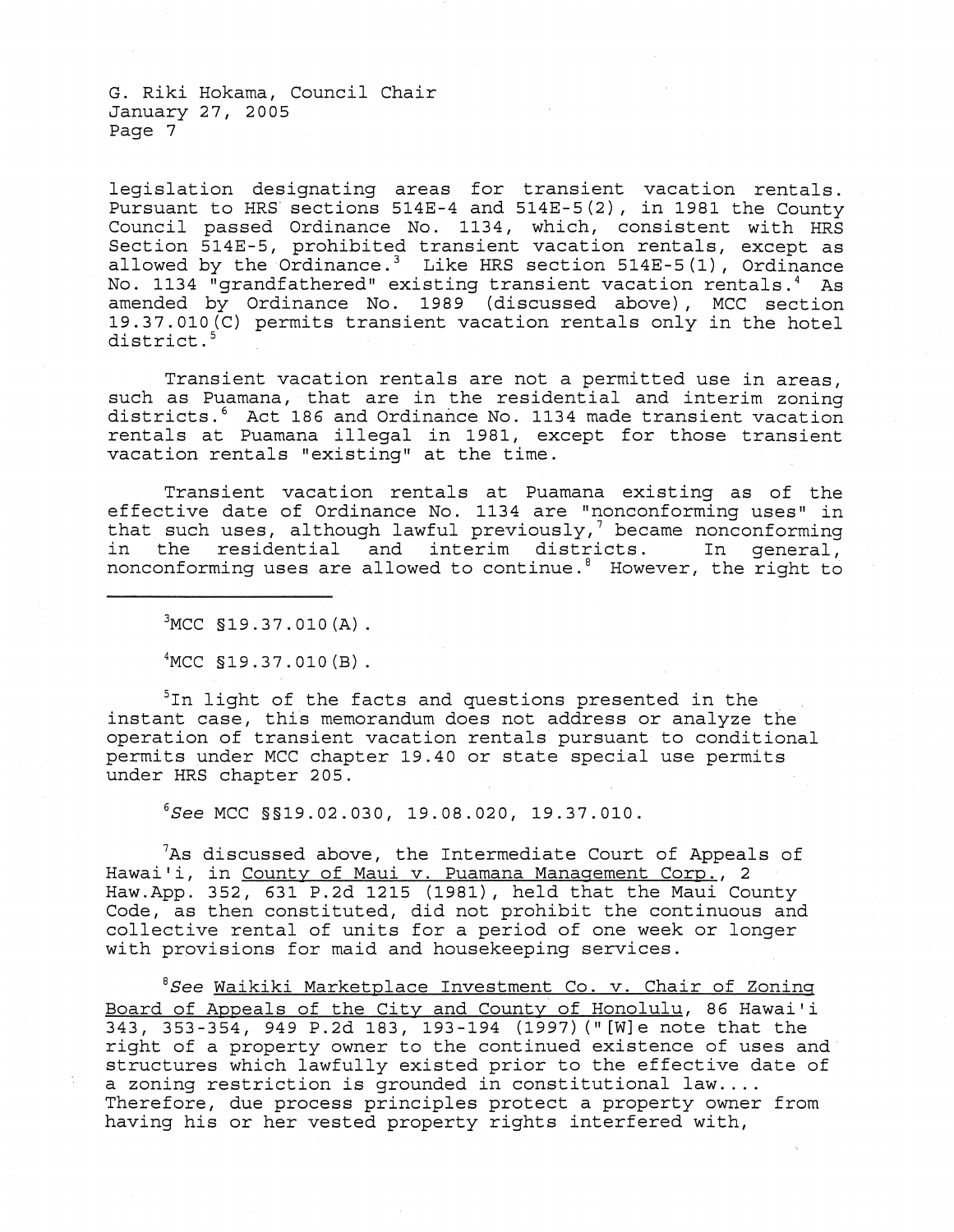legislation designating areas for transient vacation rentals. Pursuant to HRS sections 514E-4 and 514E-5(2), in 1981 the County Council passed Ordinance No. 1134, which, consistent with HRS Section 514E-5, prohibited transient vacation rentals, except as allowed by the Ordinance.[3] Like HRS section 514E-5(1), Ordinance No. 1134 "grandfathered" existing transient vacation rentals.[4] As amended by Ordinance No. 1989 (discussed above), MCC section 19.37.010(C) permits transient vacation rentals only in the hotel district.[5]

Transient vacation rentals are not a permitted use in areas, such as Puamana, that are in the residential and interim zoning districts.[6] Act 186 and Ordinance No. 1134 made transient vacation rentals at Puamana illegal in 1981, except for those transient vacation rentals "existing" at the time.

Transient vacation rentals at Puamana existing as of the effective date of Ordinance No. 1134 are "nonconforming uses" in that such uses, although lawful previously,[7] became nonconforming in the residential and interim districts. In general, nonconforming uses are allowed to continue.[8] However, the right to

---

[3]MCC §19.37.010(A).

[4]MCC §19.37.010(B).

[5]In light of the facts and questions presented in the instant case, this memorandum does not address or analyze the operation of transient vacation rentals pursuant to conditional permits under MCC chapter 19.40 or state special use permits under HRS chapter 205.

[6]*See* MCC §§19.02.030, 19.08.020, 19.37.010.

[7]As discussed above, the Intermediate Court of Appeals of Hawai'i, in County of Maui v. Puamana Management Corp., 2 Haw.App. 352, 631 P.2d 1215 (1981), held that the Maui County Code, as then constituted, did not prohibit the continuous and collective rental of units for a period of one week or longer with provisions for maid and housekeeping services.

[8]*See* Waikiki Marketplace Investment Co. v. Chair of Zoning Board of Appeals of the City and County of Honolulu, 86 Hawai'i 343, 353-354, 949 P.2d 183, 193-194 (1997)("[W]e note that the right of a property owner to the continued existence of uses and structures which lawfully existed prior to the effective date of a zoning restriction is grounded in constitutional law.... Therefore, due process principles protect a property owner from having his or her vested property rights interfered with,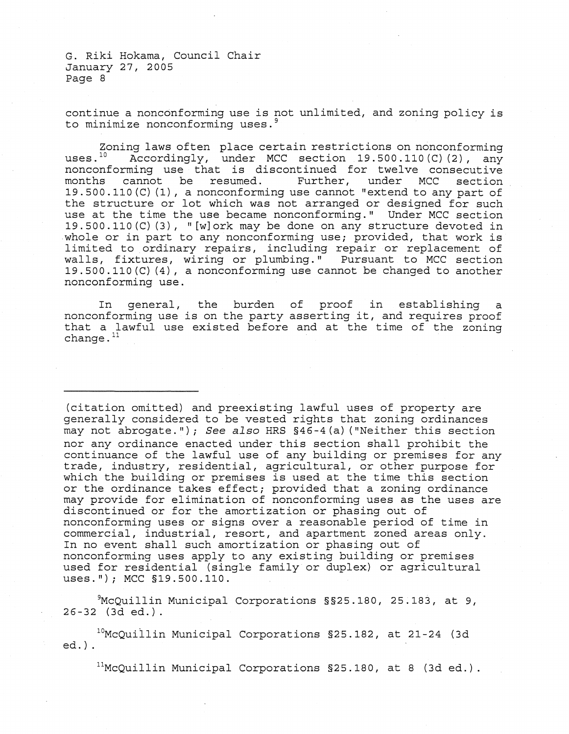continue a nonconforming use is not unlimited, and zoning policy is to minimize nonconforming uses.[9]

Zoning laws often place certain restrictions on nonconforming uses.[10] Accordingly, under MCC section 19.500.110(C)(2), any nonconforming use that is discontinued for twelve consecutive months cannot be resumed. Further, under MCC section 19.500.110(C)(1), a nonconforming use cannot "extend to any part of the structure or lot which was not arranged or designed for such use at the time the use became nonconforming." Under MCC section 19.500.110(C)(3), "[w]ork may be done on any structure devoted in whole or in part to any nonconforming use; provided, that work is limited to ordinary repairs, including repair or replacement of walls, fixtures, wiring or plumbing." Pursuant to MCC section 19.500.110(C)(4), a nonconforming use cannot be changed to another nonconforming use.

In general, the burden of proof in establishing a nonconforming use is on the party asserting it, and requires proof that a lawful use existed before and at the time of the zoning change.[11]

---

(citation omitted) and preexisting lawful uses of property are generally considered to be vested rights that zoning ordinances may not abrogate."); *See also* HRS §46-4(a)("Neither this section nor any ordinance enacted under this section shall prohibit the continuance of the lawful use of any building or premises for any trade, industry, residential, agricultural, or other purpose for which the building or premises is used at the time this section or the ordinance takes effect; provided that a zoning ordinance may provide for elimination of nonconforming uses as the uses are discontinued or for the amortization or phasing out of nonconforming uses or signs over a reasonable period of time in commercial, industrial, resort, and apartment zoned areas only. In no event shall such amortization or phasing out of nonconforming uses apply to any existing building or premises used for residential (single family or duplex) or agricultural uses."); MCC §19.500.110.

[9]McQuillin Municipal Corporations §§25.180, 25.183, at 9, 26-32 (3d ed.).

[10]McQuillin Municipal Corporations §25.182, at 21-24 (3d ed.).

[11]McQuillin Municipal Corporations §25.180, at 8 (3d ed.).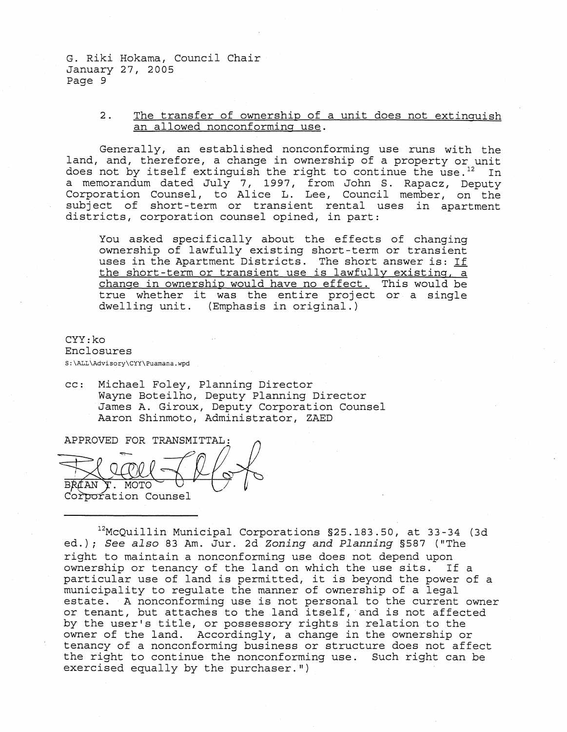2. <u>The transfer of ownership of a unit does not extinguish an allowed nonconforming use</u>.

Generally, an established nonconforming use runs with the land, and, therefore, a change in ownership of a property or unit does not by itself extinguish the right to continue the use.[12] In a memorandum dated July 7, 1997, from John S. Rapacz, Deputy Corporation Counsel, to Alice L. Lee, Council member, on the subject of short-term or transient rental uses in apartment districts, corporation counsel opined, in part:

> You asked specifically about the effects of changing ownership of lawfully existing short-term or transient uses in the Apartment Districts. The short answer is: <u>If the short-term or transient use is lawfully existing, a change in ownership would have no effect.</u> This would be true whether it was the entire project or a single dwelling unit. (Emphasis in original.)

CYY:ko
Enclosures
S:\ALL\Advisory\CYY\Puamana.wpd

cc: Michael Foley, Planning Director
Wayne Boteilho, Deputy Planning Director
James A. Giroux, Deputy Corporation Counsel
Aaron Shinmoto, Administrator, ZAED

APPROVED FOR TRANSMITTAL:

BRIAN T. MOTO
Corporation Counsel

---

[12]McQuillin Municipal Corporations §25.183.50, at 33-34 (3d ed.); *See also* 83 Am. Jur. 2d *Zoning and Planning* §587 ("The right to maintain a nonconforming use does not depend upon ownership or tenancy of the land on which the use sits. If a particular use of land is permitted, it is beyond the power of a municipality to regulate the manner of ownership of a legal estate. A nonconforming use is not personal to the current owner or tenant, but attaches to the land itself, and is not affected by the user's title, or possessory rights in relation to the owner of the land. Accordingly, a change in the ownership or tenancy of a nonconforming business or structure does not affect the right to continue the nonconforming use. Such right can be exercised equally by the purchaser.")